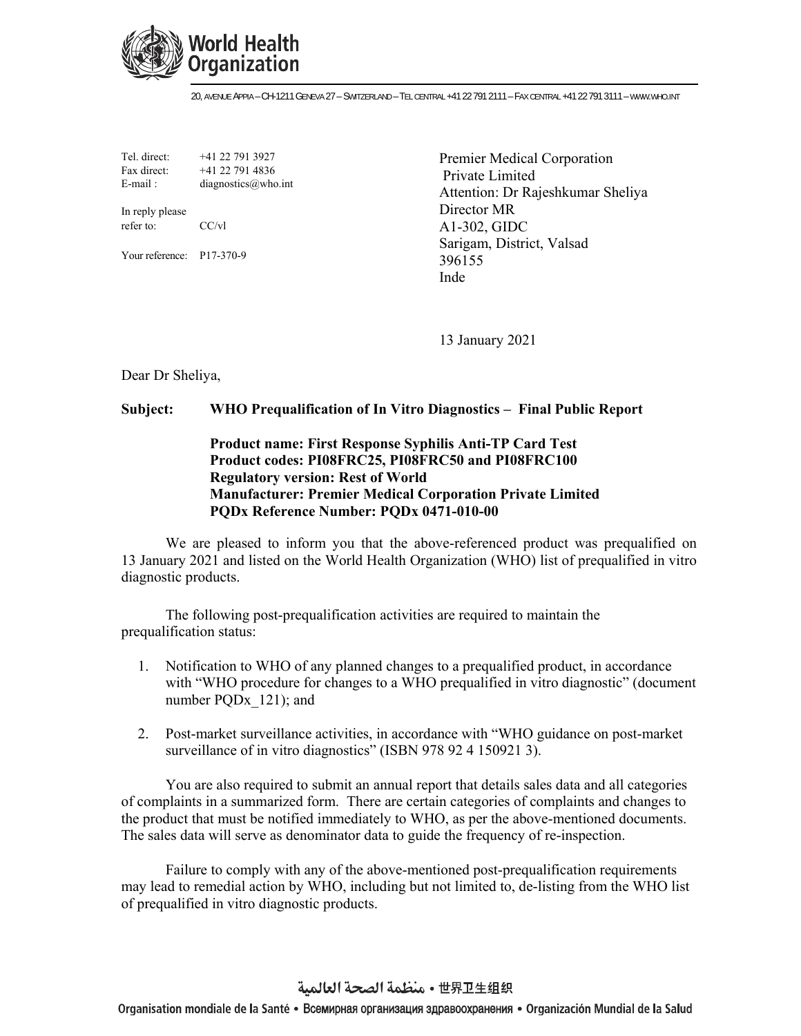**World Health Organization**

20, AVENUE APPIA – CH-1211 GENEVA 27 – SWITZERLAND – TEL CENTRAL +41 22 791 2111 – FAX CENTRAL +41 22 791 3111 – WWW.WHO.INT

Tel. direct: +41 22 791 3927
Fax direct: +41 22 791 4836
E-mail : diagnostics@who.int

In reply please refer to: CC/vl

Your reference: P17-370-9

Premier Medical Corporation Private Limited
Attention: Dr Rajeshkumar Sheliya
Director MR
A1-302, GIDC
Sarigam, District, Valsad
396155
Inde

13 January 2021

Dear Dr Sheliya,

**Subject: WHO Prequalification of In Vitro Diagnostics – Final Public Report**

**Product name: First Response Syphilis Anti-TP Card Test**
**Product codes: PI08FRC25, PI08FRC50 and PI08FRC100**
**Regulatory version: Rest of World**
**Manufacturer: Premier Medical Corporation Private Limited**
**PQDx Reference Number: PQDx 0471-010-00**

We are pleased to inform you that the above-referenced product was prequalified on 13 January 2021 and listed on the World Health Organization (WHO) list of prequalified in vitro diagnostic products.

The following post-prequalification activities are required to maintain the prequalification status:

1. Notification to WHO of any planned changes to a prequalified product, in accordance with "WHO procedure for changes to a WHO prequalified in vitro diagnostic" (document number PQDx_121); and
2. Post-market surveillance activities, in accordance with "WHO guidance on post-market surveillance of in vitro diagnostics" (ISBN 978 92 4 150921 3).

You are also required to submit an annual report that details sales data and all categories of complaints in a summarized form. There are certain categories of complaints and changes to the product that must be notified immediately to WHO, as per the above-mentioned documents. The sales data will serve as denominator data to guide the frequency of re-inspection.

Failure to comply with any of the above-mentioned post-prequalification requirements may lead to remedial action by WHO, including but not limited to, de-listing from the WHO list of prequalified in vitro diagnostic products.

منظمة الصحة العالمية • 世界卫生组织

Organisation mondiale de la Santé • Всемирная организация здравоохранения • Organización Mundial de la Salud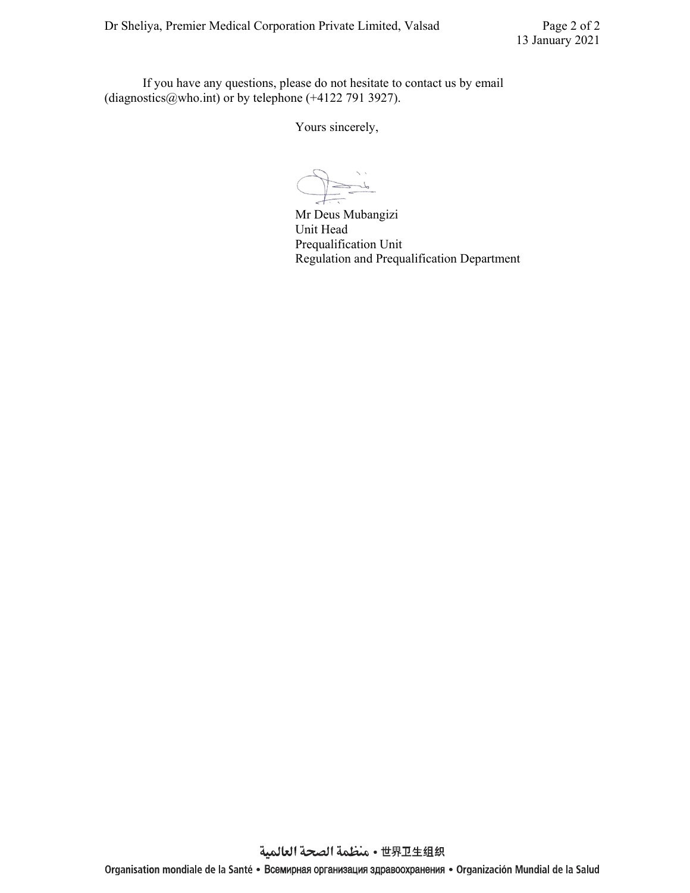If you have any questions, please do not hesitate to contact us by email (diagnostics@who.int) or by telephone (+4122 791 3927).

Yours sincerely,

Mr Deus Mubangizi
Unit Head
Prequalification Unit
Regulation and Prequalification Department